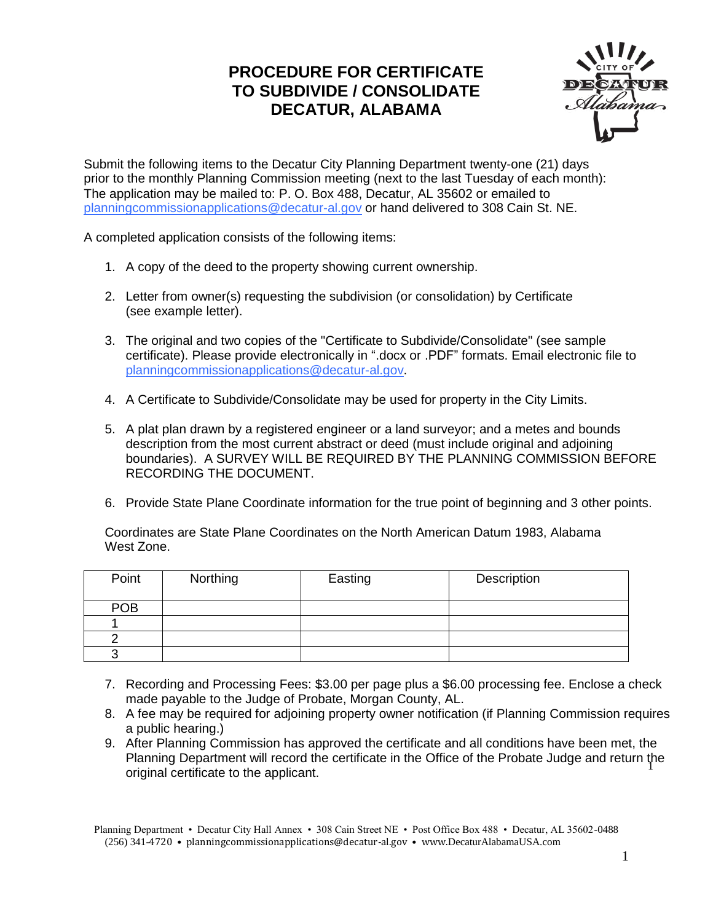# PROCEDURE FOR CERTIFICATE TO SUBDIVIDE / CONSOLIDATE DECATUR, ALABAMA

Submit the following items to the Decatur City Planning Department twenty-one (21) days prior to the monthly Planning Commission meeting (next to the last Tuesday of each month): The application may be mailed to: P. O. Box 488, Decatur, AL 35602 or emailed to planningcommissionapplications@decatur-al.gov or hand delivered to 308 Cain St. NE.

A completed application consists of the following items:

1. A copy of the deed to the property showing current ownership.

2. Letter from owner(s) requesting the subdivision (or consolidation) by Certificate (see example letter).

3. The original and two copies of the "Certificate to Subdivide/Consolidate" (see sample certificate). Please provide electronically in ".docx or .PDF" formats. Email electronic file to planningcommissionapplications@decatur-al.gov.

4. A Certificate to Subdivide/Consolidate may be used for property in the City Limits.

5. A plat plan drawn by a registered engineer or a land surveyor; and a metes and bounds description from the most current abstract or deed (must include original and adjoining boundaries). A SURVEY WILL BE REQUIRED BY THE PLANNING COMMISSION BEFORE RECORDING THE DOCUMENT.

6. Provide State Plane Coordinate information for the true point of beginning and 3 other points.

   Coordinates are State Plane Coordinates on the North American Datum 1983, Alabama West Zone.

| Point | Northing | Easting | Description |
|---|---|---|---|
| POB | | | |
| 1 | | | |
| 2 | | | |
| 3 | | | |

7. Recording and Processing Fees: $3.00 per page plus a $6.00 processing fee. Enclose a check made payable to the Judge of Probate, Morgan County, AL.
8. A fee may be required for adjoining property owner notification (if Planning Commission requires a public hearing.)
9. After Planning Commission has approved the certificate and all conditions have been met, the Planning Department will record the certificate in the Office of the Probate Judge and return the original certificate to the applicant.

Planning Department • Decatur City Hall Annex • 308 Cain Street NE • Post Office Box 488 • Decatur, AL 35602-0488
(256) 341-4720 • planningcommissionapplications@decatur-al.gov • www.DecaturAlabamaUSA.com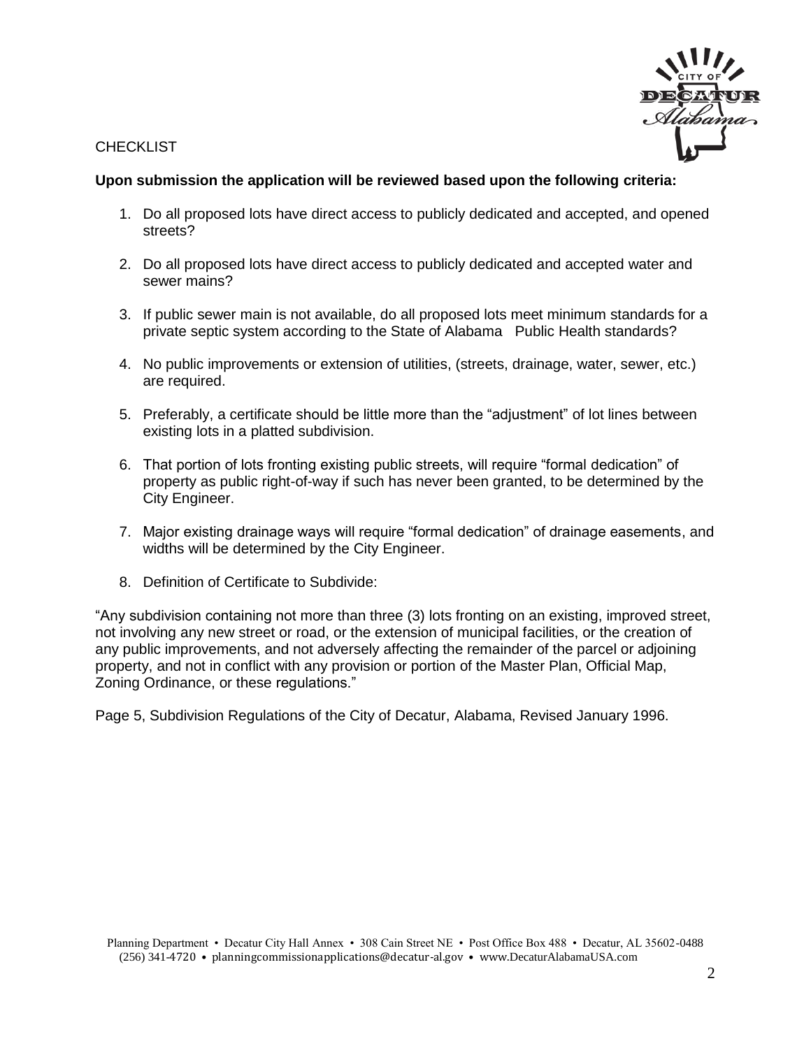CHECKLIST

**Upon submission the application will be reviewed based upon the following criteria:**

1. Do all proposed lots have direct access to publicly dedicated and accepted, and opened streets?
2. Do all proposed lots have direct access to publicly dedicated and accepted water and sewer mains?
3. If public sewer main is not available, do all proposed lots meet minimum standards for a private septic system according to the State of Alabama Public Health standards?
4. No public improvements or extension of utilities, (streets, drainage, water, sewer, etc.) are required.
5. Preferably, a certificate should be little more than the "adjustment" of lot lines between existing lots in a platted subdivision.
6. That portion of lots fronting existing public streets, will require "formal dedication" of property as public right-of-way if such has never been granted, to be determined by the City Engineer.
7. Major existing drainage ways will require "formal dedication" of drainage easements, and widths will be determined by the City Engineer.
8. Definition of Certificate to Subdivide:

"Any subdivision containing not more than three (3) lots fronting on an existing, improved street, not involving any new street or road, or the extension of municipal facilities, or the creation of any public improvements, and not adversely affecting the remainder of the parcel or adjoining property, and not in conflict with any provision or portion of the Master Plan, Official Map, Zoning Ordinance, or these regulations."

Page 5, Subdivision Regulations of the City of Decatur, Alabama, Revised January 1996.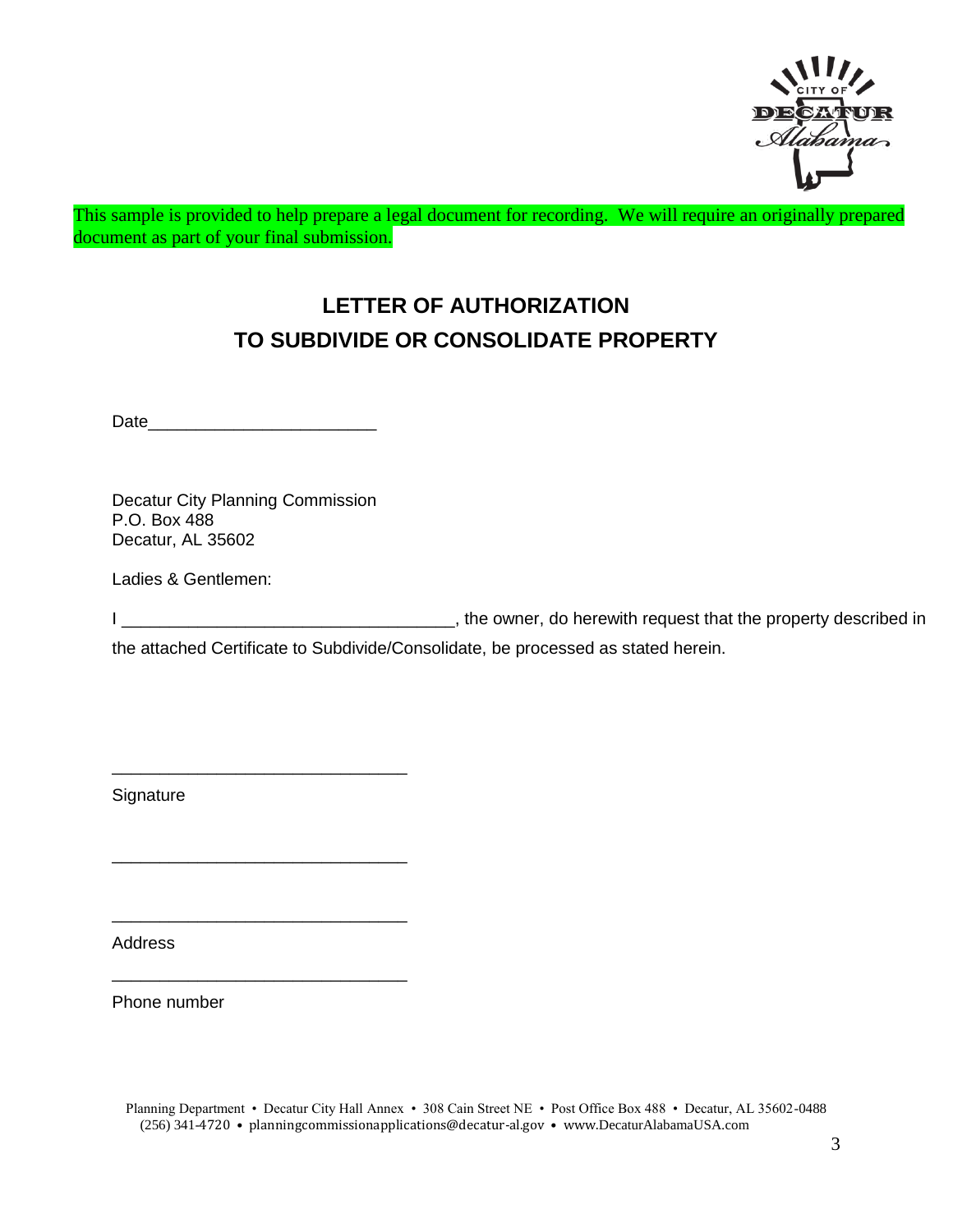This sample is provided to help prepare a legal document for recording. We will require an originally prepared document as part of your final submission.

## LETTER OF AUTHORIZATION
## TO SUBDIVIDE OR CONSOLIDATE PROPERTY

Date________________________

Decatur City Planning Commission
P.O. Box 488
Decatur, AL 35602

Ladies & Gentlemen:

I __________________________________, the owner, do herewith request that the property described in the attached Certificate to Subdivide/Consolidate, be processed as stated herein.

______________________________
Signature

______________________________

______________________________
Address

______________________________
Phone number

Planning Department • Decatur City Hall Annex • 308 Cain Street NE • Post Office Box 488 • Decatur, AL 35602-0488
(256) 341-4720 • planningcommissionapplications@decatur-al.gov • www.DecaturAlabamaUSA.com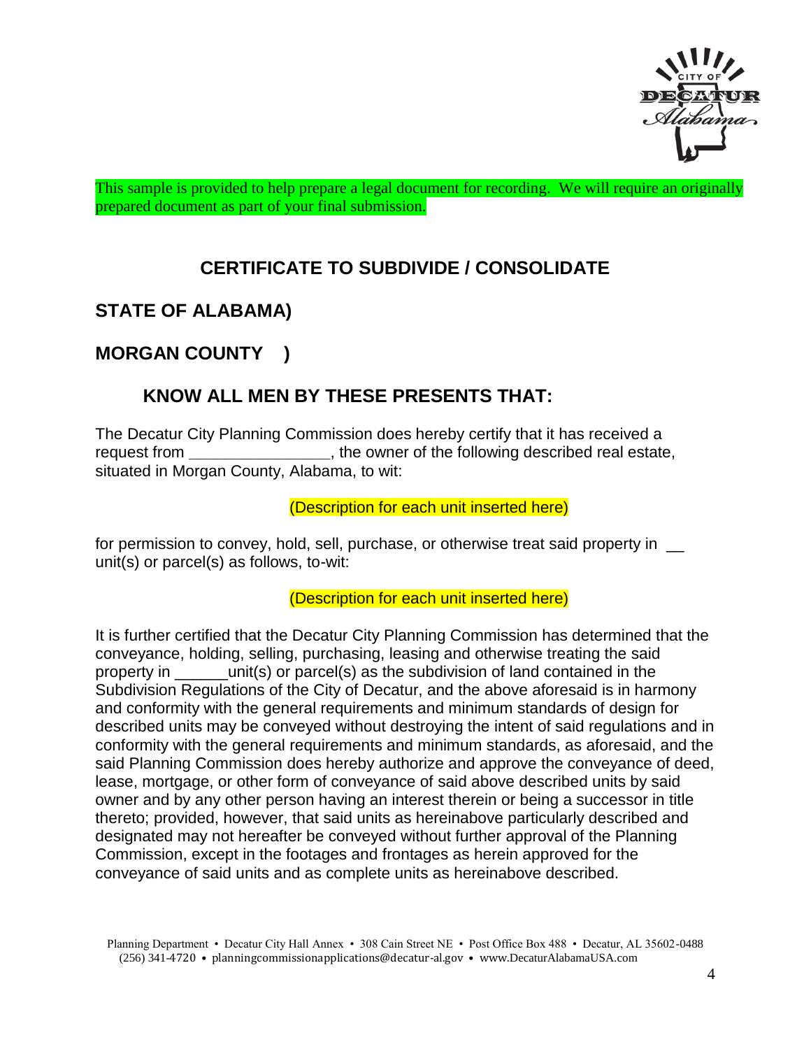This sample is provided to help prepare a legal document for recording. We will require an originally prepared document as part of your final submission.

## CERTIFICATE TO SUBDIVIDE / CONSOLIDATE

**STATE OF ALABAMA)**

**MORGAN COUNTY )**

**KNOW ALL MEN BY THESE PRESENTS THAT:**

The Decatur City Planning Commission does hereby certify that it has received a request from \_\_\_\_\_\_\_\_\_\_\_\_\_\_\_\_, the owner of the following described real estate, situated in Morgan County, Alabama, to wit:

(Description for each unit inserted here)

for permission to convey, hold, sell, purchase, or otherwise treat said property in \_\_ unit(s) or parcel(s) as follows, to-wit:

(Description for each unit inserted here)

It is further certified that the Decatur City Planning Commission has determined that the conveyance, holding, selling, purchasing, leasing and otherwise treating the said property in \_\_\_\_\_\_unit(s) or parcel(s) as the subdivision of land contained in the Subdivision Regulations of the City of Decatur, and the above aforesaid is in harmony and conformity with the general requirements and minimum standards of design for described units may be conveyed without destroying the intent of said regulations and in conformity with the general requirements and minimum standards, as aforesaid, and the said Planning Commission does hereby authorize and approve the conveyance of deed, lease, mortgage, or other form of conveyance of said above described units by said owner and by any other person having an interest therein or being a successor in title thereto; provided, however, that said units as hereinabove particularly described and designated may not hereafter be conveyed without further approval of the Planning Commission, except in the footages and frontages as herein approved for the conveyance of said units and as complete units as hereinabove described.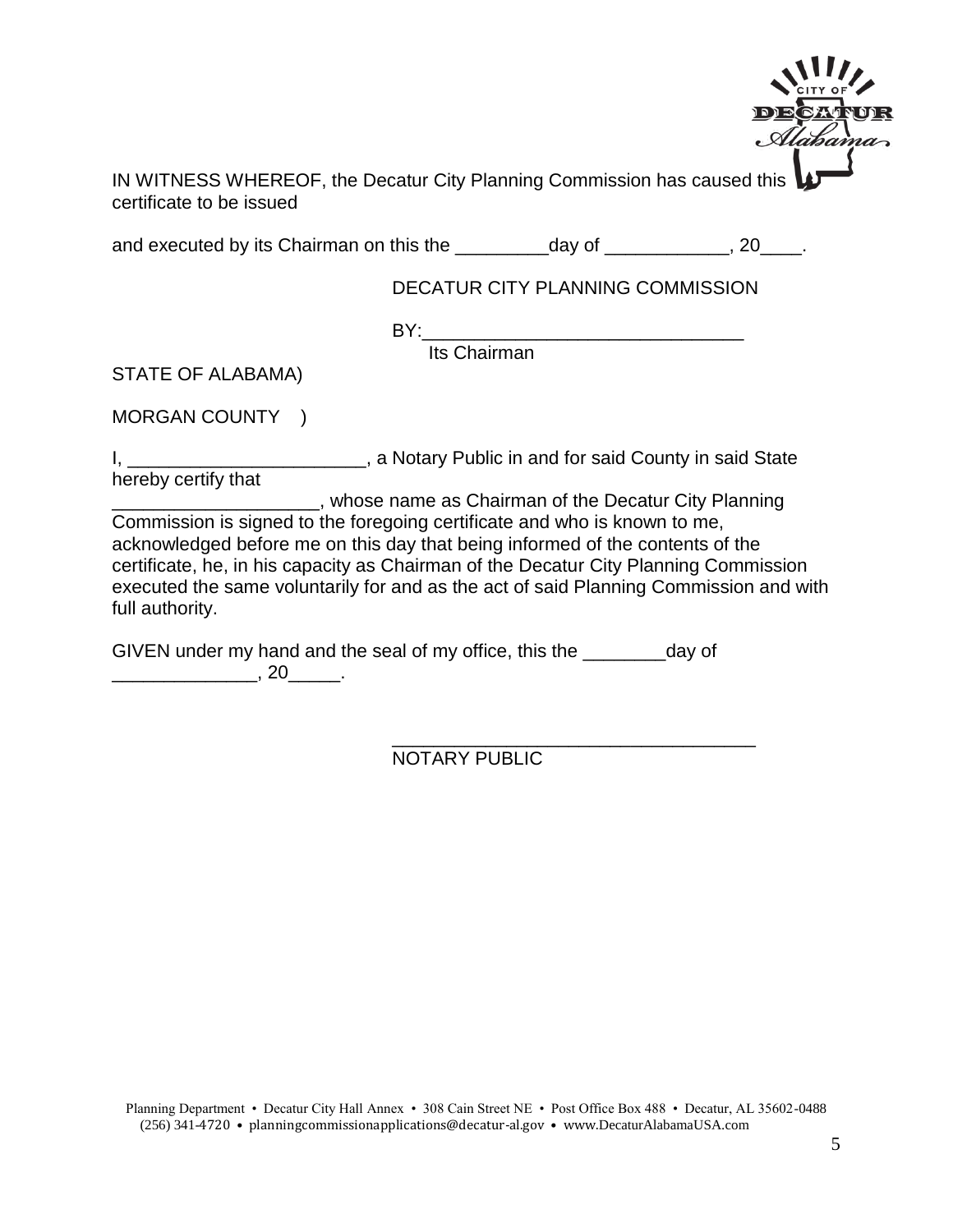IN WITNESS WHEREOF, the Decatur City Planning Commission has caused this certificate to be issued

and executed by its Chairman on this the _________day of ____________, 20____.

DECATUR CITY PLANNING COMMISSION

BY:_______________________________
Its Chairman

STATE OF ALABAMA)

MORGAN COUNTY )

I, _______________________, a Notary Public in and for said County in said State hereby certify that
____________________, whose name as Chairman of the Decatur City Planning Commission is signed to the foregoing certificate and who is known to me, acknowledged before me on this day that being informed of the contents of the certificate, he, in his capacity as Chairman of the Decatur City Planning Commission executed the same voluntarily for and as the act of said Planning Commission and with full authority.

GIVEN under my hand and the seal of my office, this the ________day of ______________, 20_____.

____________________________________
NOTARY PUBLIC

Planning Department • Decatur City Hall Annex • 308 Cain Street NE • Post Office Box 488 • Decatur, AL 35602-0488
(256) 341-4720 • planningcommissionapplications@decatur-al.gov • www.DecaturAlabamaUSA.com